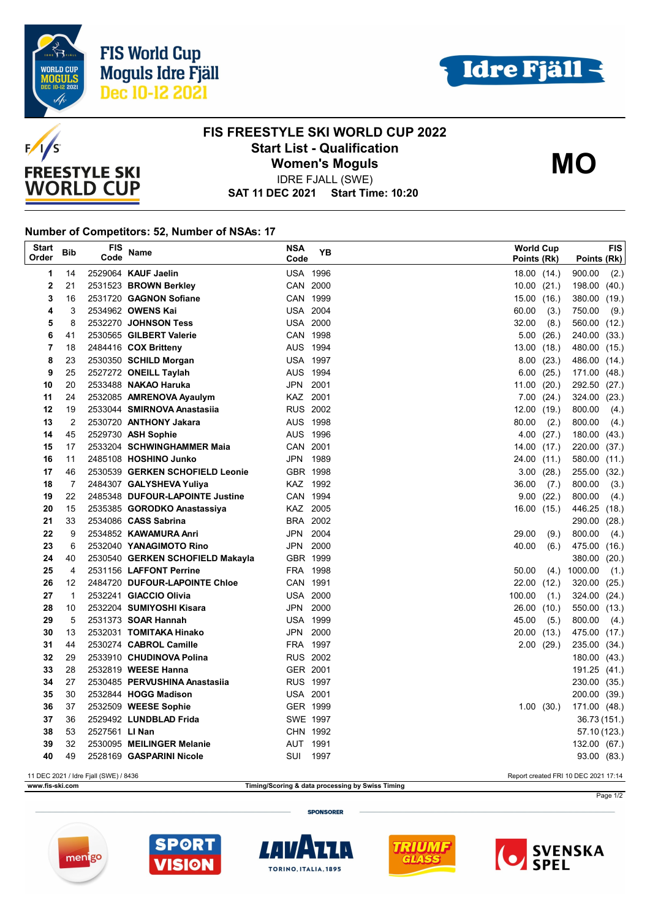FIS World Cup Moguls Idre Fjäll Dec 10-12 2021

# FIS FREESTYLE SKI WORLD CUP 2022

## Start List - Qualification

## Women's Moguls

**MO**

IDRE FJALL (SWE)

**SAT 11 DEC 2021 Start Time: 10:20**

**Number of Competitors: 52, Number of NSAs: 17**

| Start Order | Bib | FIS Code | Name | NSA Code | YB | World Cup Points (Rk) | FIS Points (Rk) |
|---|---|---|---|---|---|---|---|
| 1 | 14 | 2529064 | **KAUF Jaelin** | USA | 1996 | 18.00 (14.) | 900.00 (2.) |
| 2 | 21 | 2531523 | **BROWN Berkley** | CAN | 2000 | 10.00 (21.) | 198.00 (40.) |
| 3 | 16 | 2531720 | **GAGNON Sofiane** | CAN | 1999 | 15.00 (16.) | 380.00 (19.) |
| 4 | 3 | 2534962 | **OWENS Kai** | USA | 2004 | 60.00 (3.) | 750.00 (9.) |
| 5 | 8 | 2532270 | **JOHNSON Tess** | USA | 2000 | 32.00 (8.) | 560.00 (12.) |
| 6 | 41 | 2530565 | **GILBERT Valerie** | CAN | 1998 | 5.00 (26.) | 240.00 (33.) |
| 7 | 18 | 2484416 | **COX Britteny** | AUS | 1994 | 13.00 (18.) | 480.00 (15.) |
| 8 | 23 | 2530350 | **SCHILD Morgan** | USA | 1997 | 8.00 (23.) | 486.00 (14.) |
| 9 | 25 | 2527272 | **ONEILL Taylah** | AUS | 1994 | 6.00 (25.) | 171.00 (48.) |
| 10 | 20 | 2533488 | **NAKAO Haruka** | JPN | 2001 | 11.00 (20.) | 292.50 (27.) |
| 11 | 24 | 2532085 | **AMRENOVA Ayaulym** | KAZ | 2001 | 7.00 (24.) | 324.00 (23.) |
| 12 | 19 | 2533044 | **SMIRNOVA Anastasiia** | RUS | 2002 | 12.00 (19.) | 800.00 (4.) |
| 13 | 2 | 2530720 | **ANTHONY Jakara** | AUS | 1998 | 80.00 (2.) | 800.00 (4.) |
| 14 | 45 | 2529730 | **ASH Sophie** | AUS | 1996 | 4.00 (27.) | 180.00 (43.) |
| 15 | 17 | 2533204 | **SCHWINGHAMMER Maia** | CAN | 2001 | 14.00 (17.) | 220.00 (37.) |
| 16 | 11 | 2485108 | **HOSHINO Junko** | JPN | 1989 | 24.00 (11.) | 580.00 (11.) |
| 17 | 46 | 2530539 | **GERKEN SCHOFIELD Leonie** | GBR | 1998 | 3.00 (28.) | 255.00 (32.) |
| 18 | 7 | 2484307 | **GALYSHEVA Yuliya** | KAZ | 1992 | 36.00 (7.) | 800.00 (3.) |
| 19 | 22 | 2485348 | **DUFOUR-LAPOINTE Justine** | CAN | 1994 | 9.00 (22.) | 800.00 (4.) |
| 20 | 15 | 2535385 | **GORODKO Anastassiya** | KAZ | 2005 | 16.00 (15.) | 446.25 (18.) |
| 21 | 33 | 2534086 | **CASS Sabrina** | BRA | 2002 | | 290.00 (28.) |
| 22 | 9 | 2534852 | **KAWAMURA Anri** | JPN | 2004 | 29.00 (9.) | 800.00 (4.) |
| 23 | 6 | 2532040 | **YANAGIMOTO Rino** | JPN | 2000 | 40.00 (6.) | 475.00 (16.) |
| 24 | 40 | 2530540 | **GERKEN SCHOFIELD Makayla** | GBR | 1999 | | 380.00 (20.) |
| 25 | 4 | 2531156 | **LAFFONT Perrine** | FRA | 1998 | 50.00 (4.) | 1000.00 (1.) |
| 26 | 12 | 2484720 | **DUFOUR-LAPOINTE Chloe** | CAN | 1991 | 22.00 (12.) | 320.00 (25.) |
| 27 | 1 | 2532241 | **GIACCIO Olivia** | USA | 2000 | 100.00 (1.) | 324.00 (24.) |
| 28 | 10 | 2532204 | **SUMIYOSHI Kisara** | JPN | 2000 | 26.00 (10.) | 550.00 (13.) |
| 29 | 5 | 2531373 | **SOAR Hannah** | USA | 1999 | 45.00 (5.) | 800.00 (4.) |
| 30 | 13 | 2532031 | **TOMITAKA Hinako** | JPN | 2000 | 20.00 (13.) | 475.00 (17.) |
| 31 | 44 | 2530274 | **CABROL Camille** | FRA | 1997 | 2.00 (29.) | 235.00 (34.) |
| 32 | 29 | 2533910 | **CHUDINOVA Polina** | RUS | 2002 | | 180.00 (43.) |
| 33 | 28 | 2532819 | **WEESE Hanna** | GER | 2001 | | 191.25 (41.) |
| 34 | 27 | 2530485 | **PERVUSHINA Anastasiia** | RUS | 1997 | | 230.00 (35.) |
| 35 | 30 | 2532844 | **HOGG Madison** | USA | 2001 | | 200.00 (39.) |
| 36 | 37 | 2532509 | **WEESE Sophie** | GER | 1999 | 1.00 (30.) | 171.00 (48.) |
| 37 | 36 | 2529492 | **LUNDBLAD Frida** | SWE | 1997 | | 36.73 (151.) |
| 38 | 53 | 2527561 | **LI Nan** | CHN | 1992 | | 57.10 (123.) |
| 39 | 32 | 2530095 | **MEILINGER Melanie** | AUT | 1991 | | 132.00 (67.) |
| 40 | 49 | 2528169 | **GASPARINI Nicole** | SUI | 1997 | | 93.00 (83.) |

11 DEC 2021 / Idre Fjall (SWE) / 8436 — Report created FRI 10 DEC 2021 17:14

www.fis-ski.com — Timing/Scoring & data processing by Swiss Timing

SPONSORER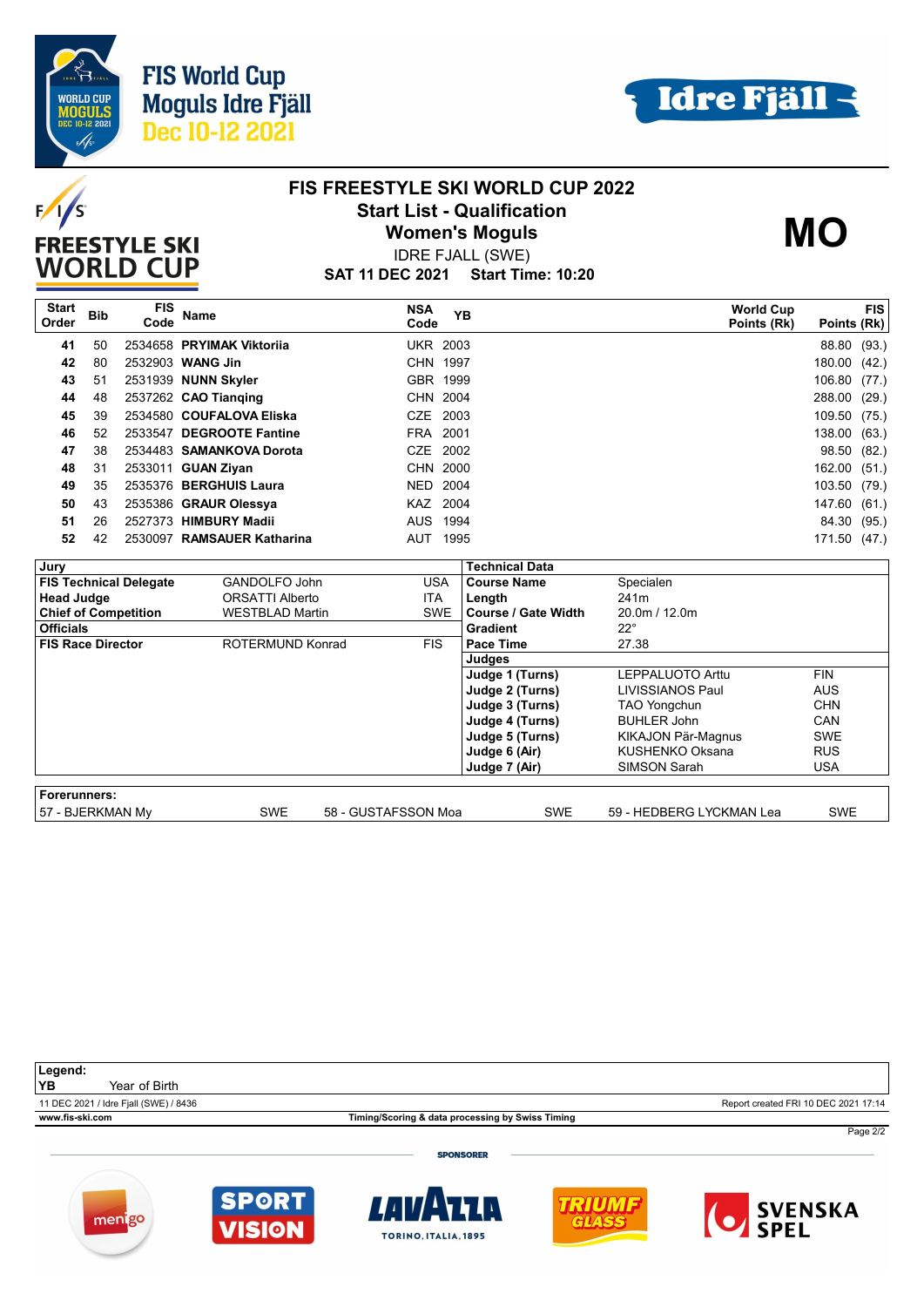# FIS World Cup Moguls Idre Fjäll Dec 10-12 2021

## FIS FREESTYLE SKI WORLD CUP 2022

### Start List - Qualification

### Women's Moguls

**MO**

IDRE FJALL (SWE)

**SAT 11 DEC 2021 Start Time: 10:20**

| Start Order | Bib | FIS Code | Name | NSA Code | YB | World Cup Points (Rk) | FIS Points (Rk) |
|---|---|---|---|---|---|---|---|
| 41 | 50 | 2534658 | **PRYIMAK Viktoriia** | UKR | 2003 | | 88.80 (93.) |
| 42 | 80 | 2532903 | **WANG Jin** | CHN | 1997 | | 180.00 (42.) |
| 43 | 51 | 2531939 | **NUNN Skyler** | GBR | 1999 | | 106.80 (77.) |
| 44 | 48 | 2537262 | **CAO Tianqing** | CHN | 2004 | | 288.00 (29.) |
| 45 | 39 | 2534580 | **COUFALOVA Eliska** | CZE | 2003 | | 109.50 (75.) |
| 46 | 52 | 2533547 | **DEGROOTE Fantine** | FRA | 2001 | | 138.00 (63.) |
| 47 | 38 | 2534483 | **SAMANKOVA Dorota** | CZE | 2002 | | 98.50 (82.) |
| 48 | 31 | 2533011 | **GUAN Ziyan** | CHN | 2000 | | 162.00 (51.) |
| 49 | 35 | 2535376 | **BERGHUIS Laura** | NED | 2004 | | 103.50 (79.) |
| 50 | 43 | 2535386 | **GRAUR Olessya** | KAZ | 2004 | | 147.60 (61.) |
| 51 | 26 | 2527373 | **HIMBURY Madii** | AUS | 1994 | | 84.30 (95.) |
| 52 | 42 | 2530097 | **RAMSAUER Katharina** | AUT | 1995 | | 171.50 (47.) |

| Jury | | |
|---|---|---|
| **FIS Technical Delegate** | GANDOLFO John | USA |
| **Head Judge** | ORSATTI Alberto | ITA |
| **Chief of Competition** | WESTBLAD Martin | SWE |
| **Officials** | | |
| **FIS Race Director** | ROTERMUND Konrad | FIS |

| Technical Data | | |
|---|---|---|
| **Course Name** | Specialen | |
| **Length** | 241m | |
| **Course / Gate Width** | 20.0m / 12.0m | |
| **Gradient** | 22° | |
| **Pace Time** | 27.38 | |
| **Judges** | | |
| **Judge 1 (Turns)** | LEPPALUOTO Arttu | FIN |
| **Judge 2 (Turns)** | LIVISSIANOS Paul | AUS |
| **Judge 3 (Turns)** | TAO Yongchun | CHN |
| **Judge 4 (Turns)** | BUHLER John | CAN |
| **Judge 5 (Turns)** | KIKAJON Pär-Magnus | SWE |
| **Judge 6 (Air)** | KUSHENKO Oksana | RUS |
| **Judge 7 (Air)** | SIMSON Sarah | USA |

**Forerunners:**

| | | | | | |
|---|---|---|---|---|---|
| 57 - BJERKMAN My | SWE | 58 - GUSTAFSSON Moa | SWE | 59 - HEDBERG LYCKMAN Lea | SWE |

**Legend:**
**YB** Year of Birth

11 DEC 2021 / Idre Fjall (SWE) / 8436 — Report created FRI 10 DEC 2021 17:14

www.fis-ski.com — Timing/Scoring & data processing by Swiss Timing

SPONSORER